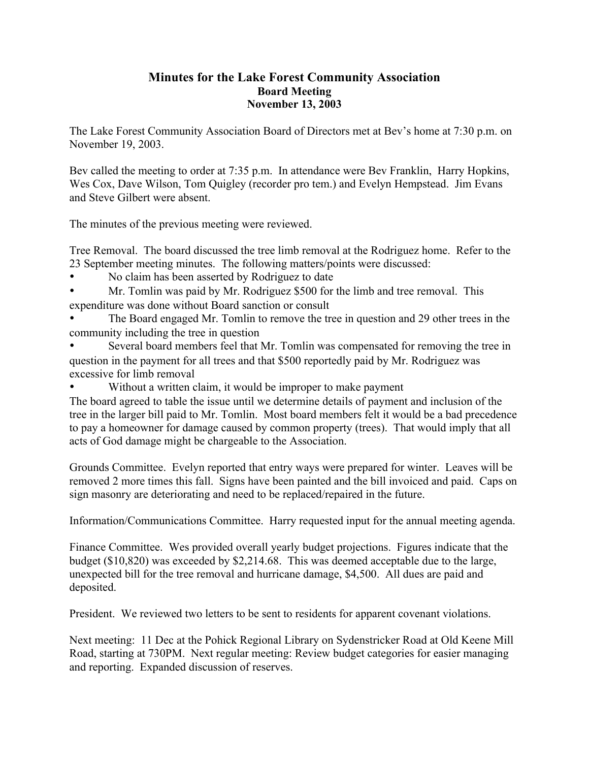# Minutes for the Lake Forest Community Association

## Board Meeting

## November 13, 2003

The Lake Forest Community Association Board of Directors met at Bev's home at 7:30 p.m. on November 19, 2003.

Bev called the meeting to order at 7:35 p.m. In attendance were Bev Franklin, Harry Hopkins, Wes Cox, Dave Wilson, Tom Quigley (recorder pro tem.) and Evelyn Hempstead. Jim Evans and Steve Gilbert were absent.

The minutes of the previous meeting were reviewed.

Tree Removal. The board discussed the tree limb removal at the Rodriguez home. Refer to the 23 September meeting minutes. The following matters/points were discussed:

- No claim has been asserted by Rodriguez to date
- Mr. Tomlin was paid by Mr. Rodriguez $500 for the limb and tree removal. This expenditure was done without Board sanction or consult
- The Board engaged Mr. Tomlin to remove the tree in question and 29 other trees in the community including the tree in question
- Several board members feel that Mr. Tomlin was compensated for removing the tree in question in the payment for all trees and that $500 reportedly paid by Mr. Rodriguez was excessive for limb removal
- Without a written claim, it would be improper to make payment

The board agreed to table the issue until we determine details of payment and inclusion of the tree in the larger bill paid to Mr. Tomlin. Most board members felt it would be a bad precedence to pay a homeowner for damage caused by common property (trees). That would imply that all acts of God damage might be chargeable to the Association.

Grounds Committee. Evelyn reported that entry ways were prepared for winter. Leaves will be removed 2 more times this fall. Signs have been painted and the bill invoiced and paid. Caps on sign masonry are deteriorating and need to be replaced/repaired in the future.

Information/Communications Committee. Harry requested input for the annual meeting agenda.

Finance Committee. Wes provided overall yearly budget projections. Figures indicate that the budget ($10,820) was exceeded by $2,214.68. This was deemed acceptable due to the large, unexpected bill for the tree removal and hurricane damage, $4,500. All dues are paid and deposited.

President. We reviewed two letters to be sent to residents for apparent covenant violations.

Next meeting: 11 Dec at the Pohick Regional Library on Sydenstricker Road at Old Keene Mill Road, starting at 730PM. Next regular meeting: Review budget categories for easier managing and reporting. Expanded discussion of reserves.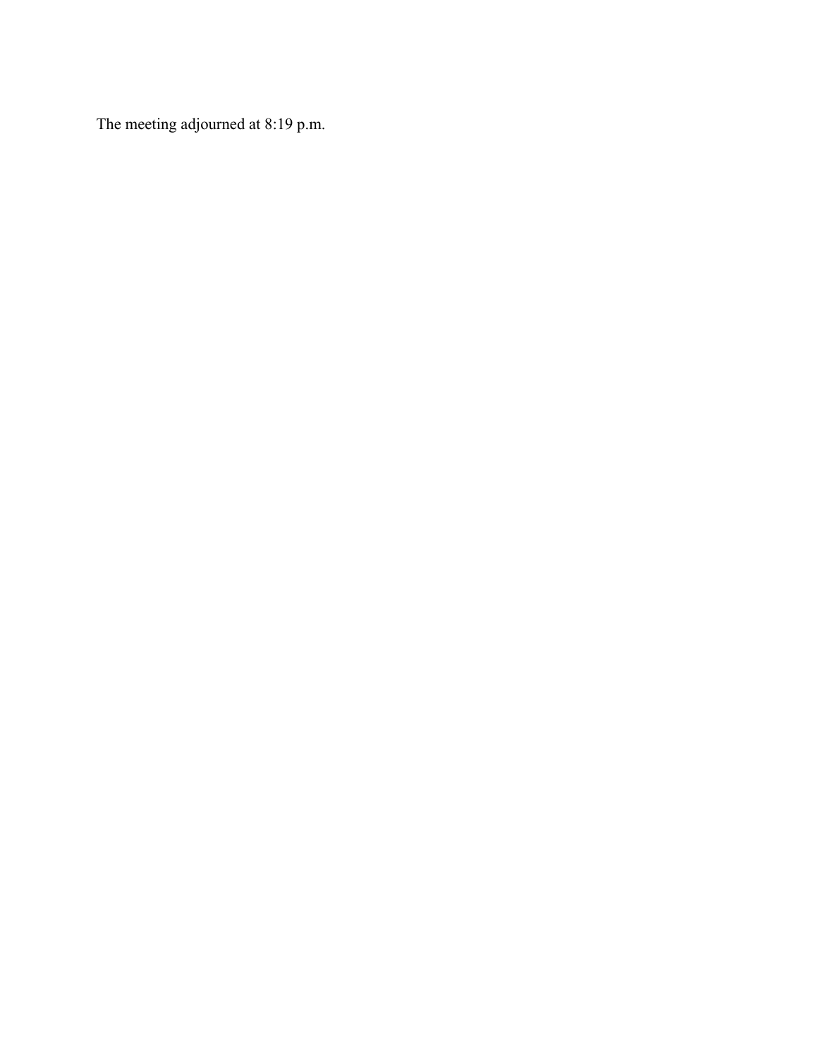The meeting adjourned at 8:19 p.m.